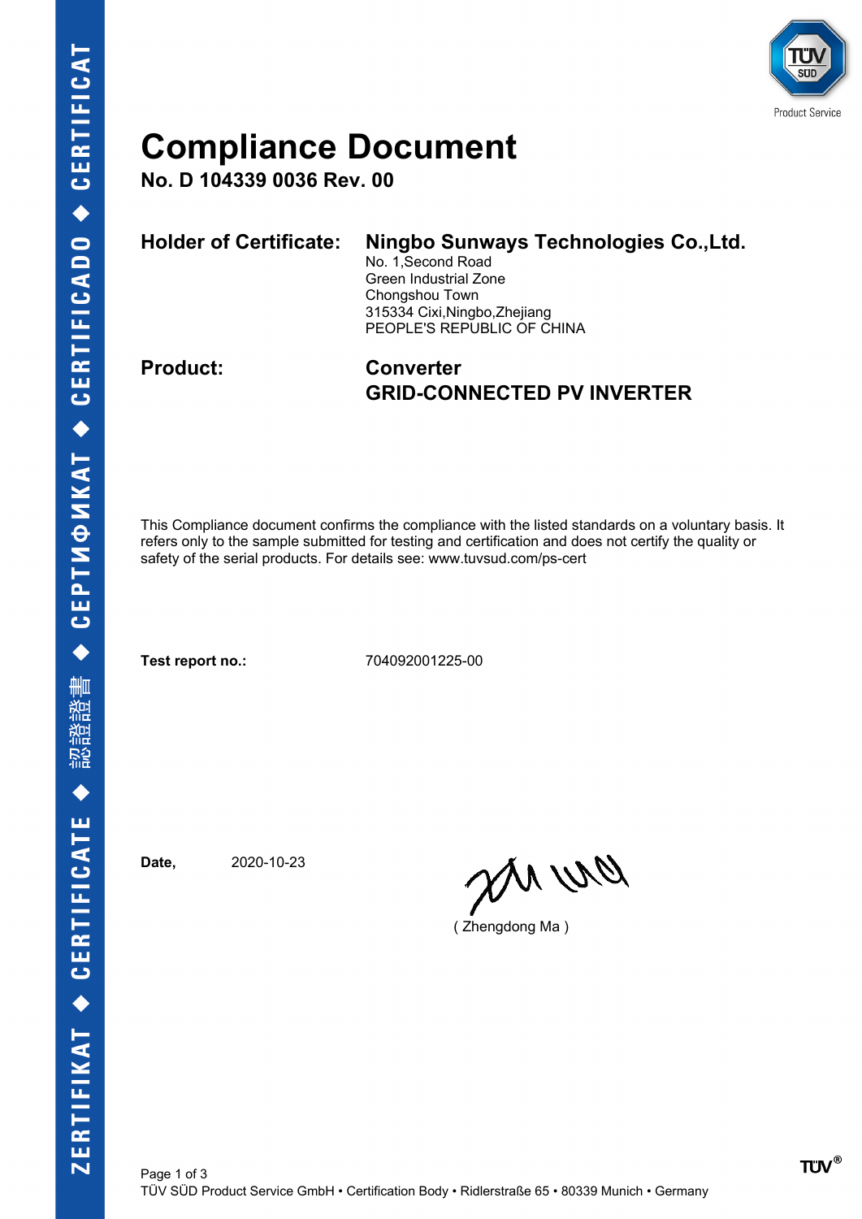# Compliance Document

**No. D 104339 0036 Rev. 00**

**Holder of Certificate:** **Ningbo Sunways Technologies Co.,Ltd.**
No. 1,Second Road
Green Industrial Zone
Chongshou Town
315334 Cixi,Ningbo,Zhejiang
PEOPLE'S REPUBLIC OF CHINA

**Product:** **Converter**
**GRID-CONNECTED PV INVERTER**

This Compliance document confirms the compliance with the listed standards on a voluntary basis. It refers only to the sample submitted for testing and certification and does not certify the quality or safety of the serial products. For details see: www.tuvsud.com/ps-cert

**Test report no.:** 704092001225-00

**Date,** 2020-10-23

( Zhengdong Ma )

TÜV SÜD Product Service GmbH • Certification Body • Ridlerstraße 65 • 80339 Munich • Germany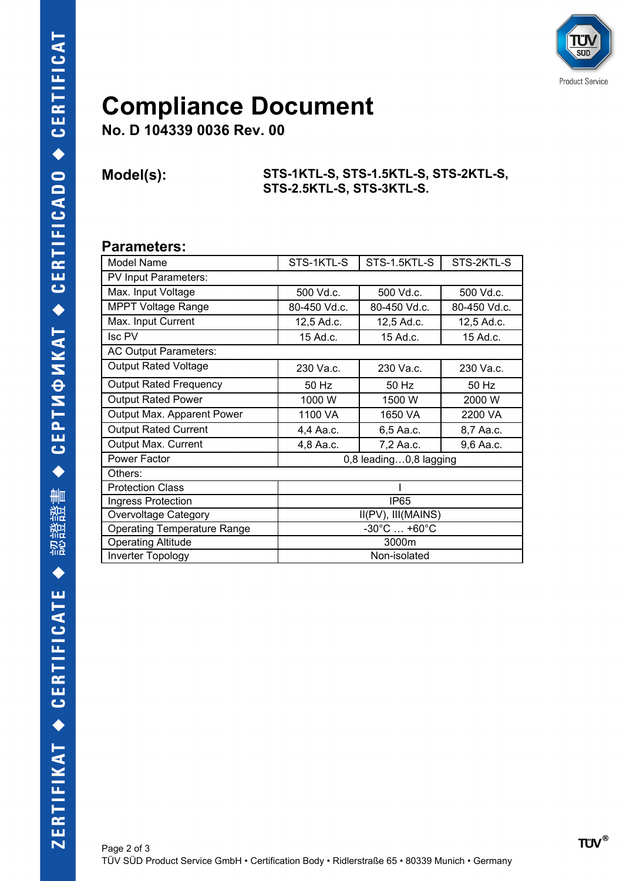# Compliance Document

**No. D 104339 0036 Rev. 00**

**Model(s):** **STS-1KTL-S, STS-1.5KTL-S, STS-2KTL-S, STS-2.5KTL-S, STS-3KTL-S.**

## Parameters:

| Model Name | STS-1KTL-S | STS-1.5KTL-S | STS-2KTL-S |
|---|---|---|---|
| PV Input Parameters: | | | |
| Max. Input Voltage | 500 Vd.c. | 500 Vd.c. | 500 Vd.c. |
| MPPT Voltage Range | 80-450 Vd.c. | 80-450 Vd.c. | 80-450 Vd.c. |
| Max. Input Current | 12,5 Ad.c. | 12,5 Ad.c. | 12,5 Ad.c. |
| Isc PV | 15 Ad.c. | 15 Ad.c. | 15 Ad.c. |
| AC Output Parameters: | | | |
| Output Rated Voltage | 230 Va.c. | 230 Va.c. | 230 Va.c. |
| Output Rated Frequency | 50 Hz | 50 Hz | 50 Hz |
| Output Rated Power | 1000 W | 1500 W | 2000 W |
| Output Max. Apparent Power | 1100 VA | 1650 VA | 2200 VA |
| Output Rated Current | 4,4 Aa.c. | 6,5 Aa.c. | 8,7 Aa.c. |
| Output Max. Current | 4,8 Aa.c. | 7,2 Aa.c. | 9,6 Aa.c. |
| Power Factor | 0,8 leading…0,8 lagging | | |
| Others: | | | |
| Protection Class | I | | |
| Ingress Protection | IP65 | | |
| Overvoltage Category | II(PV), III(MAINS) | | |
| Operating Temperature Range | -30°C … +60°C | | |
| Operating Altitude | 3000m | | |
| Inverter Topology | Non-isolated | | |

TÜV SÜD Product Service GmbH • Certification Body • Ridlerstraße 65 • 80339 Munich • Germany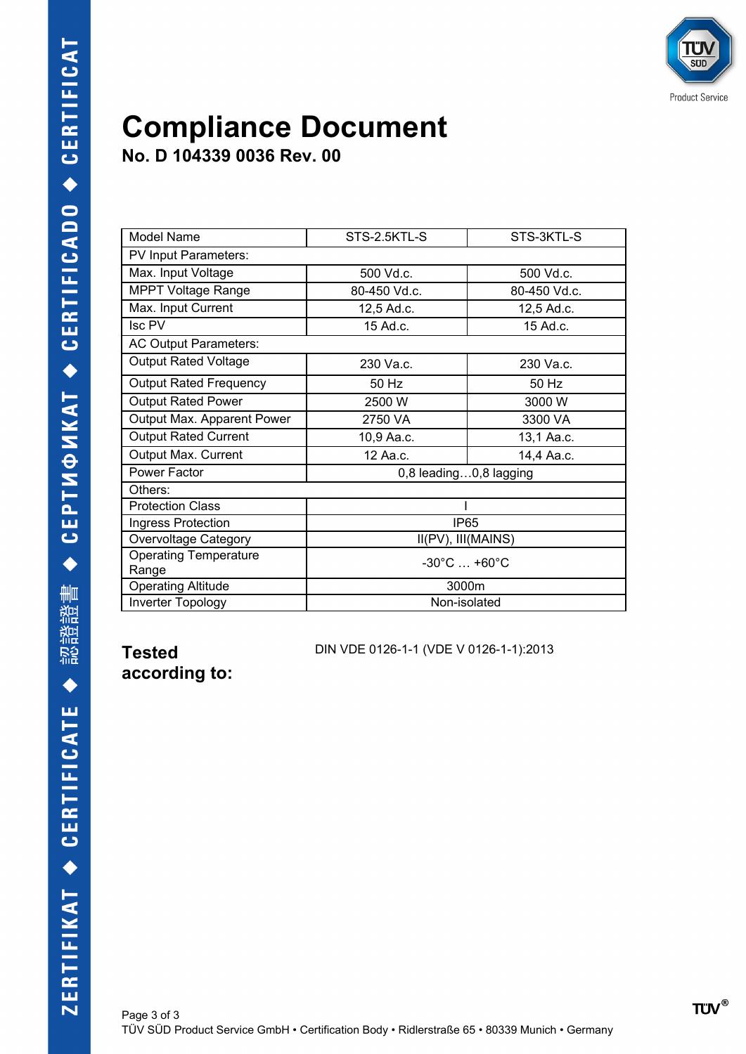# Compliance Document

## No. D 104339 0036 Rev. 00

| Model Name | STS-2.5KTL-S | STS-3KTL-S |
|---|---|---|
| PV Input Parameters: | | |
| Max. Input Voltage | 500 Vd.c. | 500 Vd.c. |
| MPPT Voltage Range | 80-450 Vd.c. | 80-450 Vd.c. |
| Max. Input Current | 12,5 Ad.c. | 12,5 Ad.c. |
| Isc PV | 15 Ad.c. | 15 Ad.c. |
| AC Output Parameters: | | |
| Output Rated Voltage | 230 Va.c. | 230 Va.c. |
| Output Rated Frequency | 50 Hz | 50 Hz |
| Output Rated Power | 2500 W | 3000 W |
| Output Max. Apparent Power | 2750 VA | 3300 VA |
| Output Rated Current | 10,9 Aa.c. | 13,1 Aa.c. |
| Output Max. Current | 12 Aa.c. | 14,4 Aa.c. |
| Power Factor | 0,8 leading…0,8 lagging | |
| Others: | | |
| Protection Class | I | |
| Ingress Protection | IP65 | |
| Overvoltage Category | II(PV), III(MAINS) | |
| Operating Temperature Range | -30°C … +60°C | |
| Operating Altitude | 3000m | |
| Inverter Topology | Non-isolated | |

**Tested according to:** DIN VDE 0126-1-1 (VDE V 0126-1-1):2013

TÜV SÜD Product Service GmbH • Certification Body • Ridlerstraße 65 • 80339 Munich • Germany